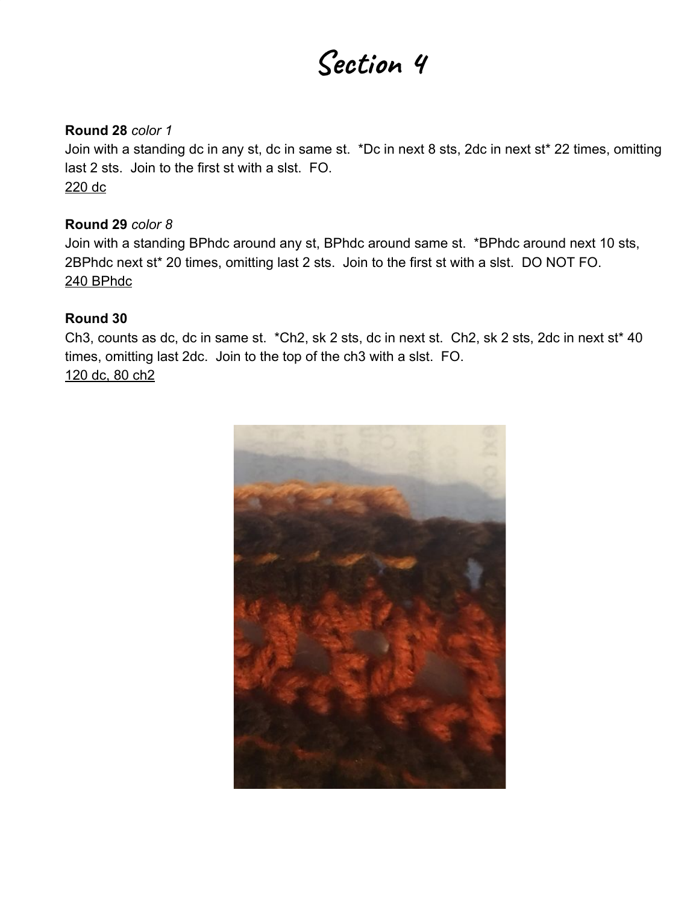# Section 4

**Round 28** *color 1*
Join with a standing dc in any st, dc in same st. *Dc in next 8 sts, 2dc in next st* 22 times, omitting last 2 sts. Join to the first st with a slst. FO.
<u>220 dc</u>

**Round 29** *color 8*
Join with a standing BPhdc around any st, BPhdc around same st. *BPhdc around next 10 sts, 2BPhdc next st* 20 times, omitting last 2 sts. Join to the first st with a slst. DO NOT FO.
<u>240 BPhdc</u>

**Round 30**
Ch3, counts as dc, dc in same st. *Ch2, sk 2 sts, dc in next st. Ch2, sk 2 sts, 2dc in next st* 40 times, omitting last 2dc. Join to the top of the ch3 with a slst. FO.
<u>120 dc, 80 ch2</u>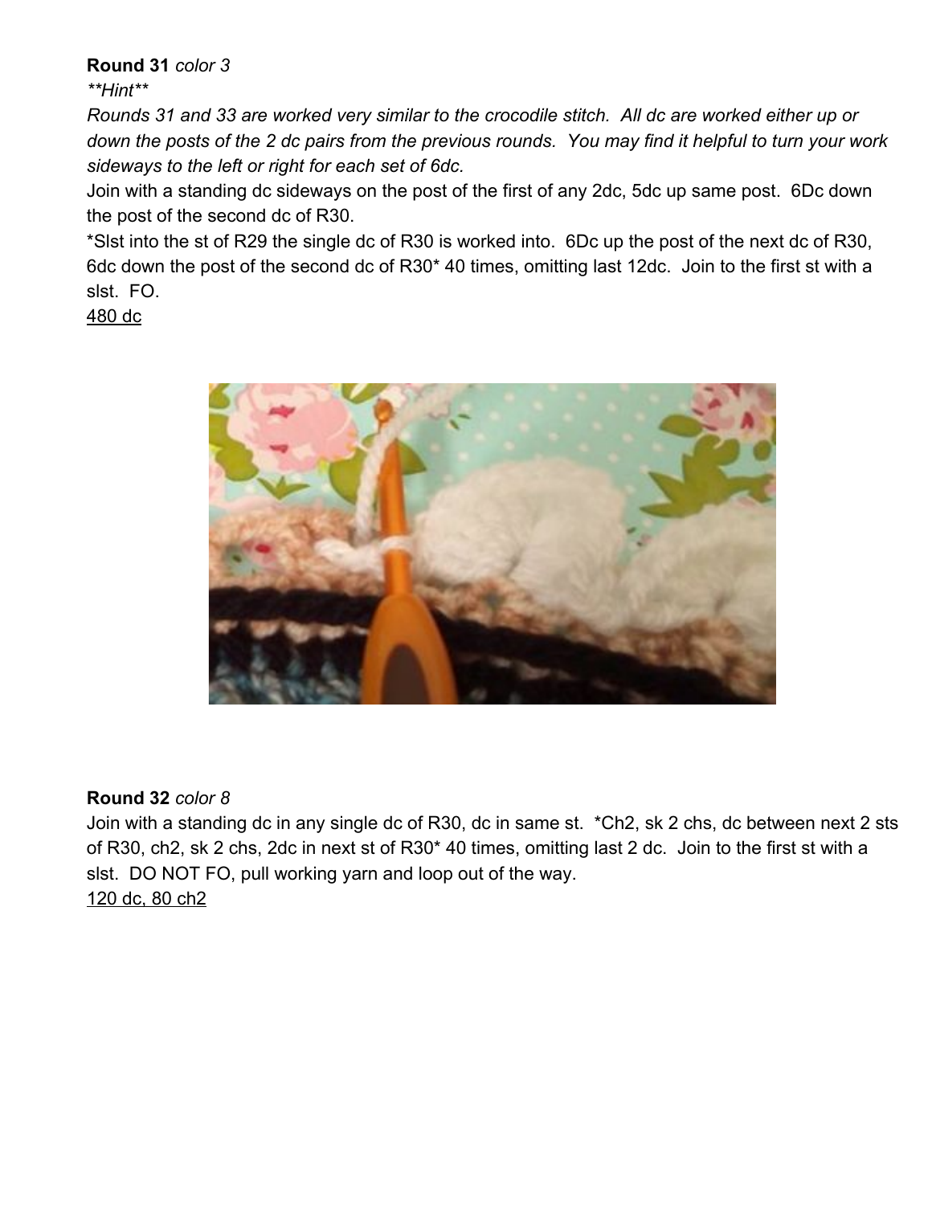**Round 31** *color 3*

*\*\*Hint\*\**

*Rounds 31 and 33 are worked very similar to the crocodile stitch. All dc are worked either up or down the posts of the 2 dc pairs from the previous rounds. You may find it helpful to turn your work sideways to the left or right for each set of 6dc.*

Join with a standing dc sideways on the post of the first of any 2dc, 5dc up same post. 6Dc down the post of the second dc of R30.

*Slst into the st of R29 the single dc of R30 is worked into. 6Dc up the post of the next dc of R30, 6dc down the post of the second dc of R30* 40 times, omitting last 12dc. Join to the first st with a slst. FO.

480 dc

**Round 32** *color 8*

Join with a standing dc in any single dc of R30, dc in same st. *Ch2, sk 2 chs, dc between next 2 sts of R30, ch2, sk 2 chs, 2dc in next st of R30* 40 times, omitting last 2 dc. Join to the first st with a slst. DO NOT FO, pull working yarn and loop out of the way.

120 dc, 80 ch2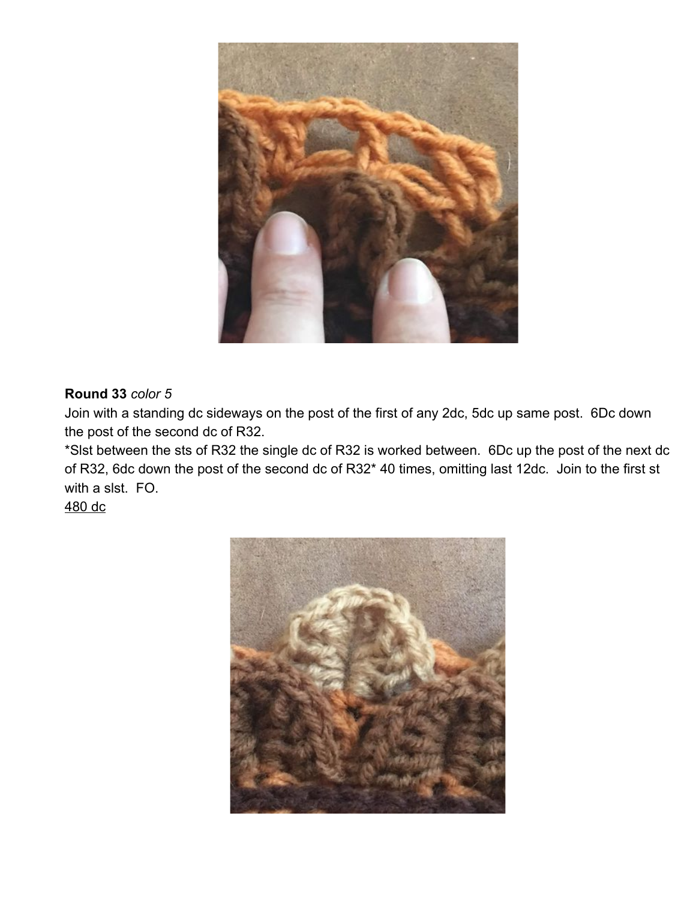**Round 33** *color 5*

Join with a standing dc sideways on the post of the first of any 2dc, 5dc up same post. 6Dc down the post of the second dc of R32.

*Slst between the sts of R32 the single dc of R32 is worked between. 6Dc up the post of the next dc of R32, 6dc down the post of the second dc of R32* 40 times, omitting last 12dc. Join to the first st with a slst. FO.

480 dc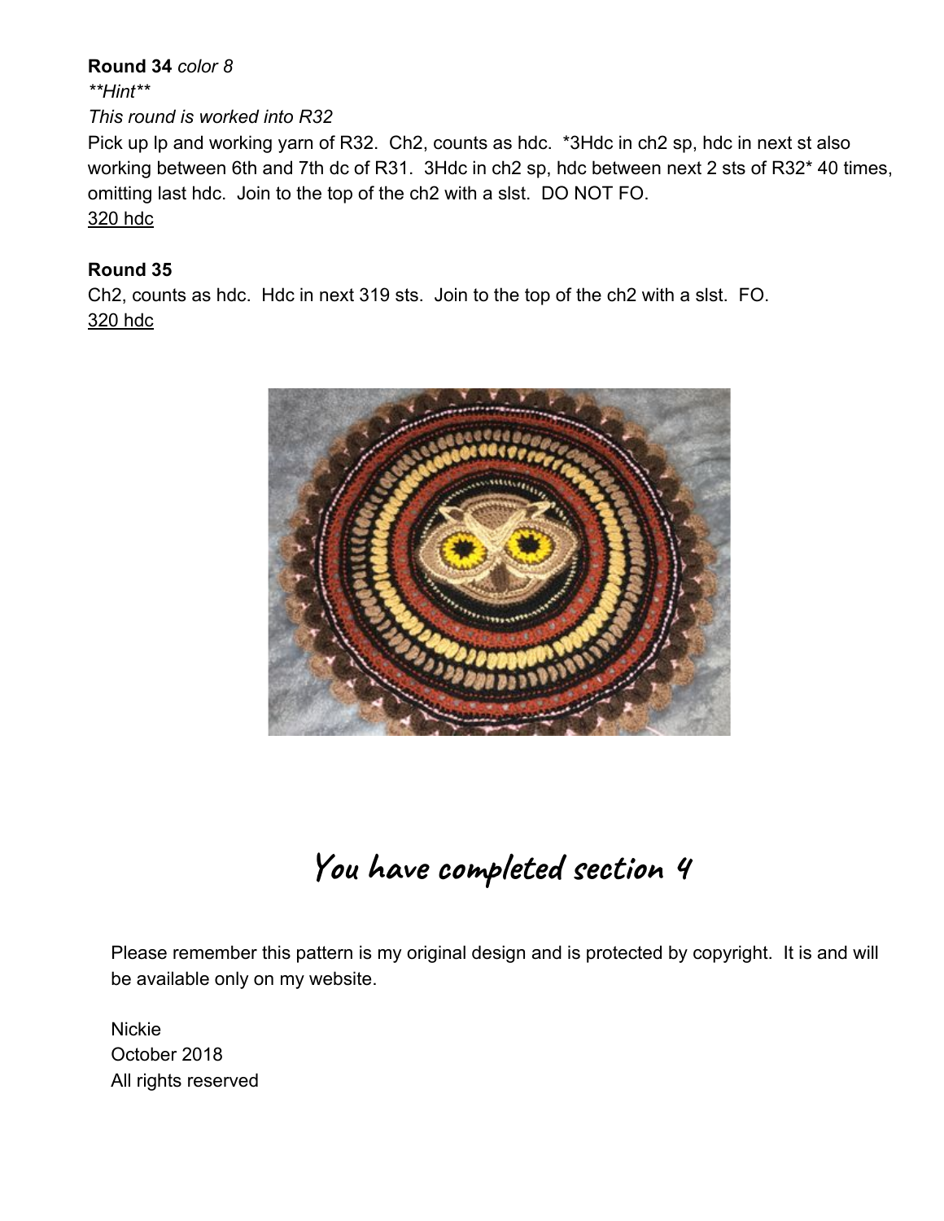**Round 34** *color 8*

*\*\*Hint\*\**

*This round is worked into R32*

Pick up lp and working yarn of R32. Ch2, counts as hdc. *3Hdc in ch2 sp, hdc in next st also working between 6th and 7th dc of R31. 3Hdc in ch2 sp, hdc between next 2 sts of R32* 40 times, omitting last hdc. Join to the top of the ch2 with a slst. DO NOT FO.

<u>320 hdc</u>

**Round 35**

Ch2, counts as hdc. Hdc in next 319 sts. Join to the top of the ch2 with a slst. FO.

<u>320 hdc</u>

## You have completed section 4

Please remember this pattern is my original design and is protected by copyright. It is and will be available only on my website.

Nickie
October 2018
All rights reserved